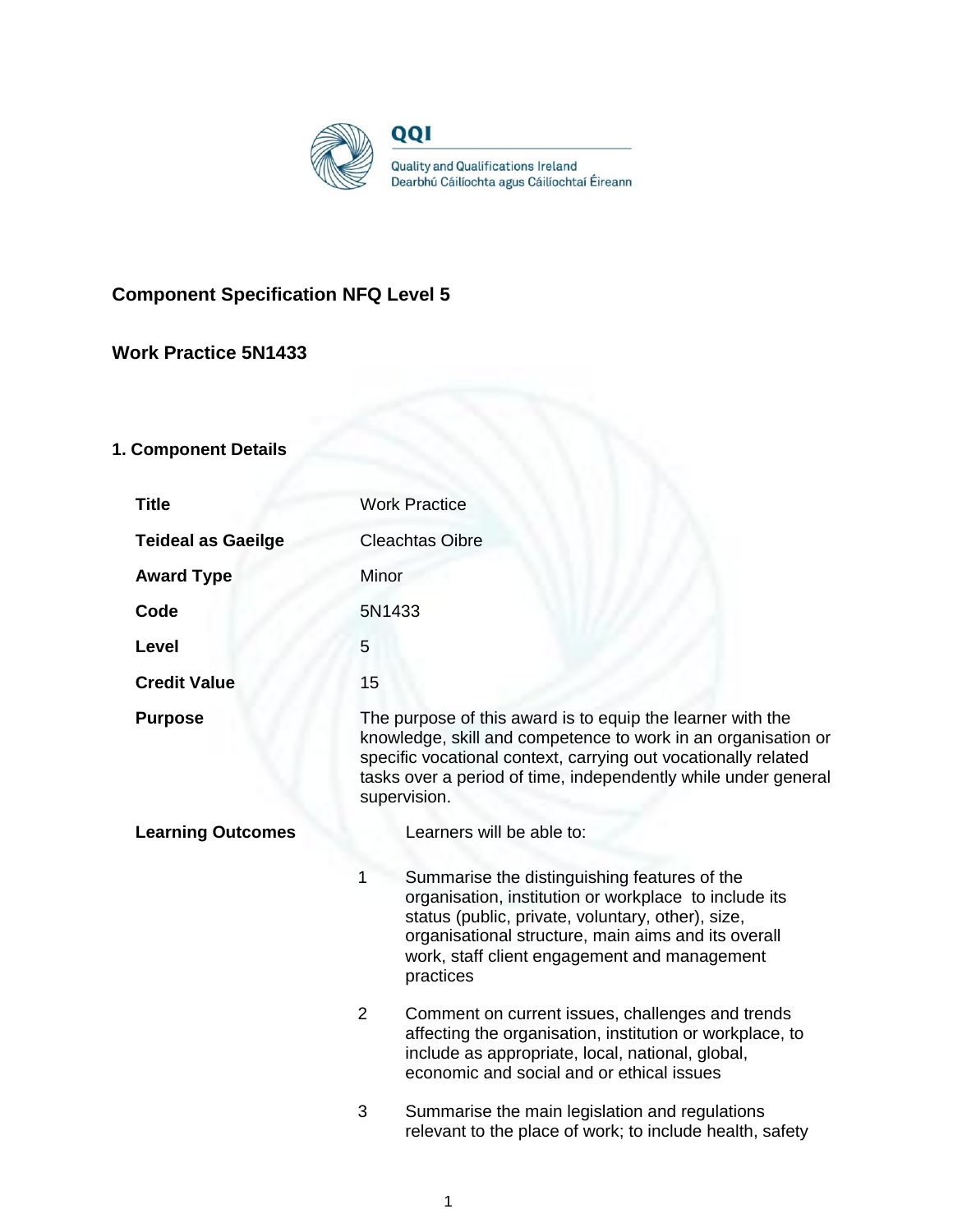QQI

Quality and Qualifications Ireland
Dearbhú Cáilíochta agus Cáilíochtaí Éireann

## Component Specification NFQ Level 5

## Work Practice 5N1433

### 1. Component Details

| | |
|---|---|
| **Title** | Work Practice |
| **Teideal as Gaeilge** | Cleachtas Oibre |
| **Award Type** | Minor |
| **Code** | 5N1433 |
| **Level** | 5 |
| **Credit Value** | 15 |
| **Purpose** | The purpose of this award is to equip the learner with the knowledge, skill and competence to work in an organisation or specific vocational context, carrying out vocationally related tasks over a period of time, independently while under general supervision. |
| **Learning Outcomes** | Learners will be able to: |

1. Summarise the distinguishing features of the organisation, institution or workplace to include its status (public, private, voluntary, other), size, organisational structure, main aims and its overall work, staff client engagement and management practices

2. Comment on current issues, challenges and trends affecting the organisation, institution or workplace, to include as appropriate, local, national, global, economic and social and or ethical issues

3. Summarise the main legislation and regulations relevant to the place of work; to include health, safety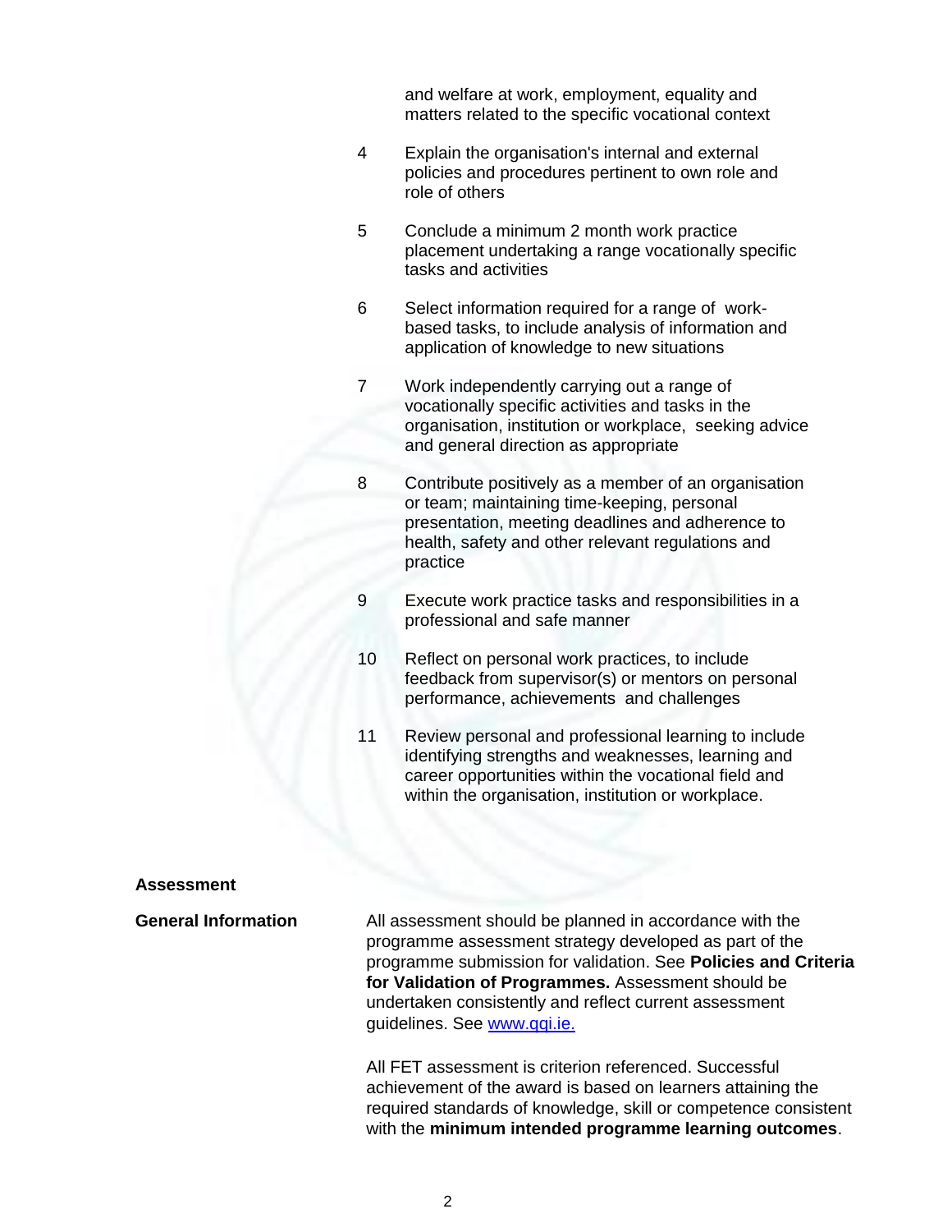and welfare at work, employment, equality and matters related to the specific vocational context

4. Explain the organisation's internal and external policies and procedures pertinent to own role and role of others

5. Conclude a minimum 2 month work practice placement undertaking a range vocationally specific tasks and activities

6. Select information required for a range of work-based tasks, to include analysis of information and application of knowledge to new situations

7. Work independently carrying out a range of vocationally specific activities and tasks in the organisation, institution or workplace, seeking advice and general direction as appropriate

8. Contribute positively as a member of an organisation or team; maintaining time-keeping, personal presentation, meeting deadlines and adherence to health, safety and other relevant regulations and practice

9. Execute work practice tasks and responsibilities in a professional and safe manner

10. Reflect on personal work practices, to include feedback from supervisor(s) or mentors on personal performance, achievements and challenges

11. Review personal and professional learning to include identifying strengths and weaknesses, learning and career opportunities within the vocational field and within the organisation, institution or workplace.

## Assessment

**General Information**

All assessment should be planned in accordance with the programme assessment strategy developed as part of the programme submission for validation. See **Policies and Criteria for Validation of Programmes.** Assessment should be undertaken consistently and reflect current assessment guidelines. See [www.qqi.ie.](http://www.qqi.ie)

All FET assessment is criterion referenced. Successful achievement of the award is based on learners attaining the required standards of knowledge, skill or competence consistent with the **minimum intended programme learning outcomes**.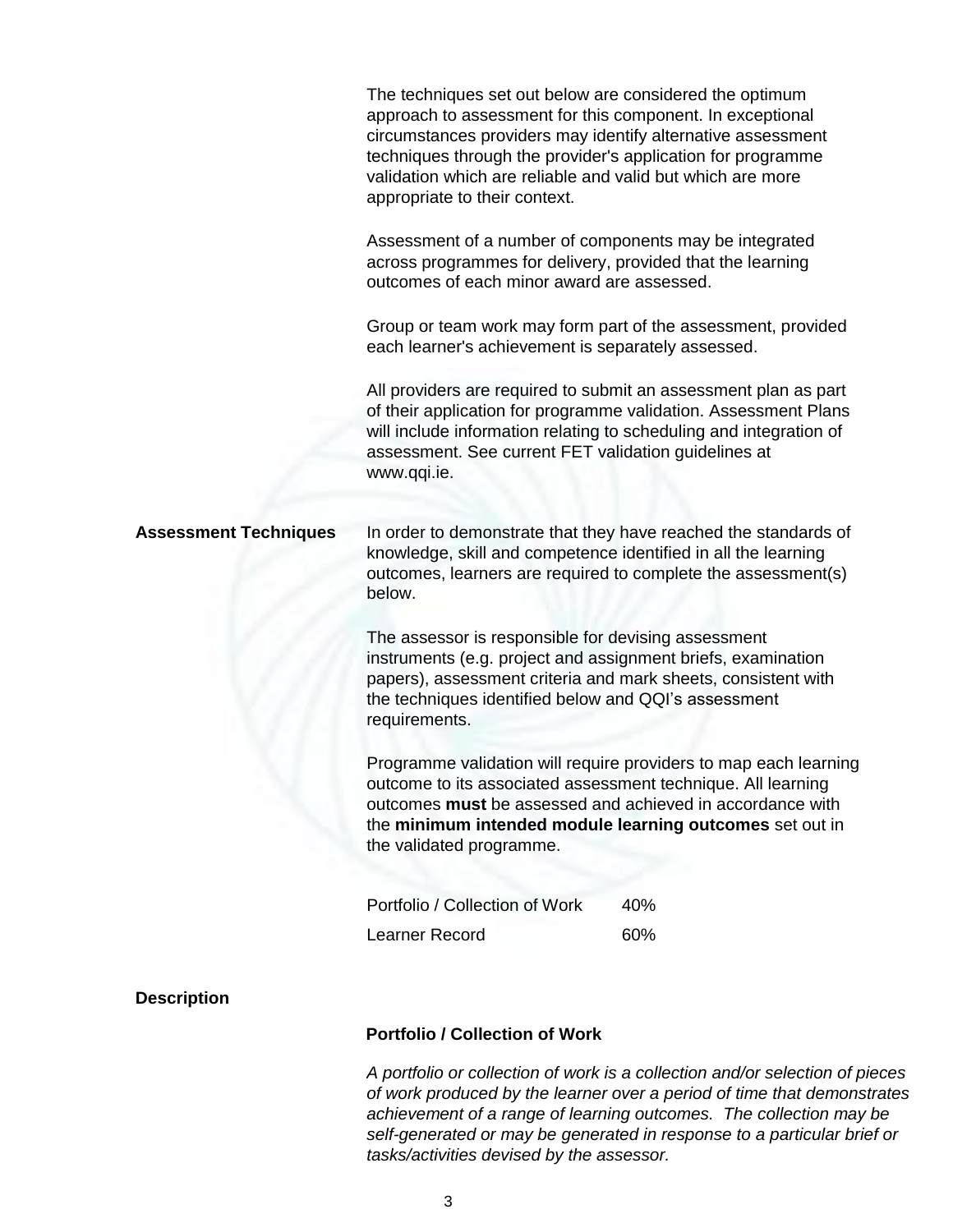The techniques set out below are considered the optimum approach to assessment for this component. In exceptional circumstances providers may identify alternative assessment techniques through the provider's application for programme validation which are reliable and valid but which are more appropriate to their context.

Assessment of a number of components may be integrated across programmes for delivery, provided that the learning outcomes of each minor award are assessed.

Group or team work may form part of the assessment, provided each learner's achievement is separately assessed.

All providers are required to submit an assessment plan as part of their application for programme validation. Assessment Plans will include information relating to scheduling and integration of assessment. See current FET validation guidelines at www.qqi.ie.

**Assessment Techniques**

In order to demonstrate that they have reached the standards of knowledge, skill and competence identified in all the learning outcomes, learners are required to complete the assessment(s) below.

The assessor is responsible for devising assessment instruments (e.g. project and assignment briefs, examination papers), assessment criteria and mark sheets, consistent with the techniques identified below and QQI's assessment requirements.

Programme validation will require providers to map each learning outcome to its associated assessment technique. All learning outcomes **must** be assessed and achieved in accordance with the **minimum intended module learning outcomes** set out in the validated programme.

| | |
|---|---|
| Portfolio / Collection of Work | 40% |
| Learner Record | 60% |

**Description**

**Portfolio / Collection of Work**

*A portfolio or collection of work is a collection and/or selection of pieces of work produced by the learner over a period of time that demonstrates achievement of a range of learning outcomes. The collection may be self-generated or may be generated in response to a particular brief or tasks/activities devised by the assessor.*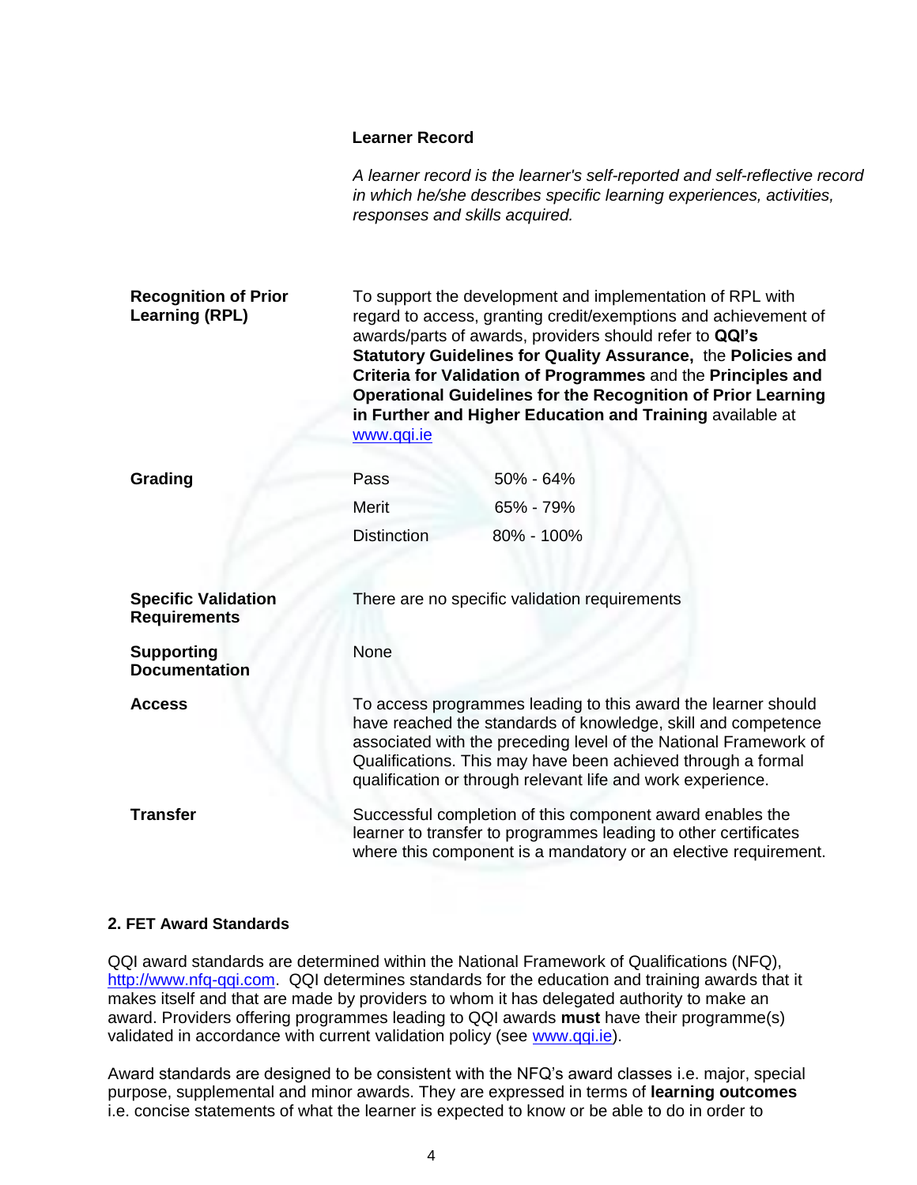**Learner Record**

*A learner record is the learner's self-reported and self-reflective record in which he/she describes specific learning experiences, activities, responses and skills acquired.*

**Recognition of Prior Learning (RPL)**

To support the development and implementation of RPL with regard to access, granting credit/exemptions and achievement of awards/parts of awards, providers should refer to **QQI's Statutory Guidelines for Quality Assurance,** the **Policies and Criteria for Validation of Programmes** and the **Principles and Operational Guidelines for the Recognition of Prior Learning in Further and Higher Education and Training** available at www.qqi.ie

**Grading**

| | |
|---|---|
| Pass | 50% - 64% |
| Merit | 65% - 79% |
| Distinction | 80% - 100% |

**Specific Validation Requirements**

There are no specific validation requirements

**Supporting Documentation**

None

**Access**

To access programmes leading to this award the learner should have reached the standards of knowledge, skill and competence associated with the preceding level of the National Framework of Qualifications. This may have been achieved through a formal qualification or through relevant life and work experience.

**Transfer**

Successful completion of this component award enables the learner to transfer to programmes leading to other certificates where this component is a mandatory or an elective requirement.

## 2. FET Award Standards

QQI award standards are determined within the National Framework of Qualifications (NFQ), http://www.nfq-qqi.com. QQI determines standards for the education and training awards that it makes itself and that are made by providers to whom it has delegated authority to make an award. Providers offering programmes leading to QQI awards **must** have their programme(s) validated in accordance with current validation policy (see www.qqi.ie).

Award standards are designed to be consistent with the NFQ's award classes i.e. major, special purpose, supplemental and minor awards. They are expressed in terms of **learning outcomes** i.e. concise statements of what the learner is expected to know or be able to do in order to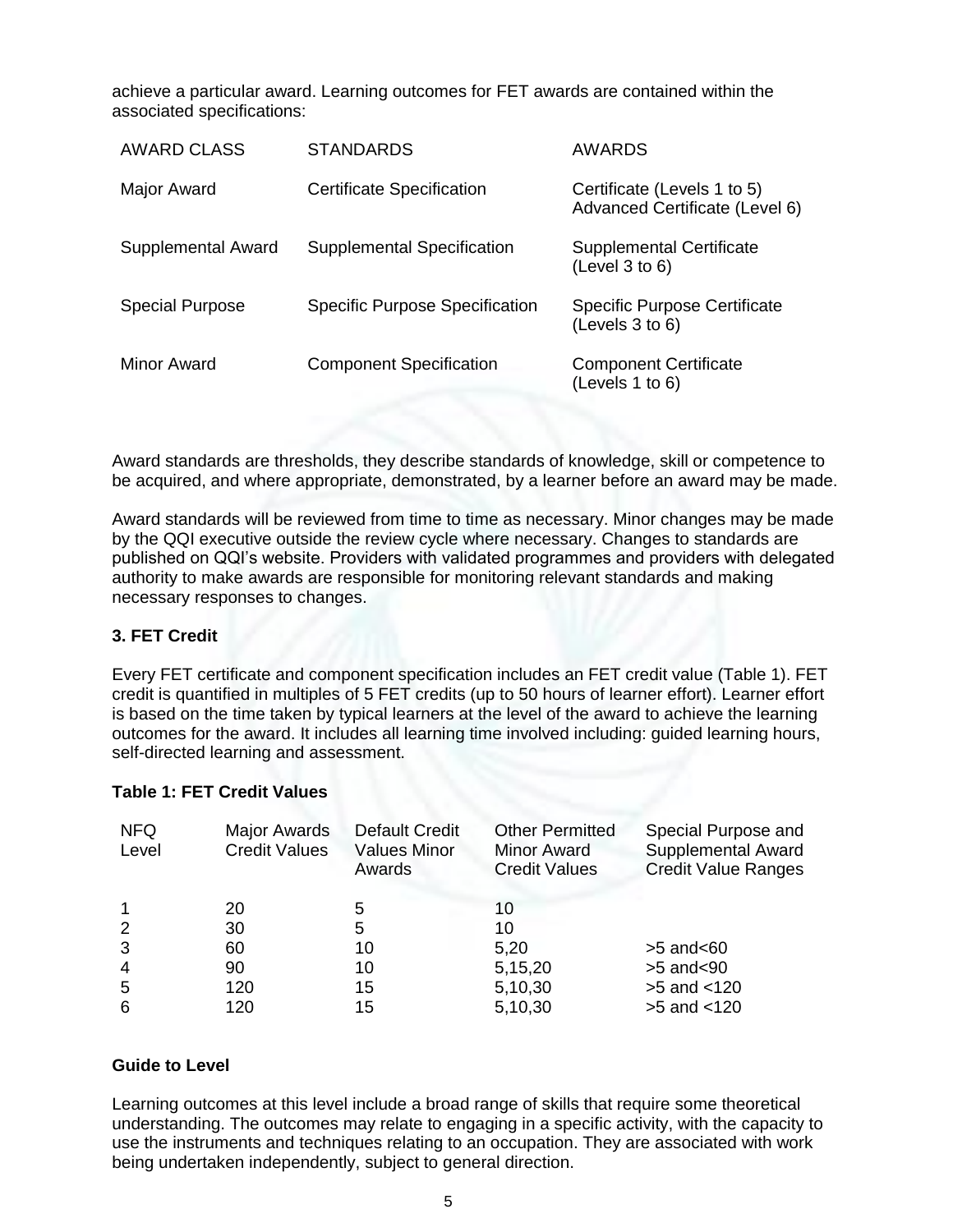achieve a particular award. Learning outcomes for FET awards are contained within the associated specifications:

| AWARD CLASS | STANDARDS | AWARDS |
|---|---|---|
| Major Award | Certificate Specification | Certificate (Levels 1 to 5) Advanced Certificate (Level 6) |
| Supplemental Award | Supplemental Specification | Supplemental Certificate (Level 3 to 6) |
| Special Purpose | Specific Purpose Specification | Specific Purpose Certificate (Levels 3 to 6) |
| Minor Award | Component Specification | Component Certificate (Levels 1 to 6) |

Award standards are thresholds, they describe standards of knowledge, skill or competence to be acquired, and where appropriate, demonstrated, by a learner before an award may be made.

Award standards will be reviewed from time to time as necessary. Minor changes may be made by the QQI executive outside the review cycle where necessary. Changes to standards are published on QQI's website. Providers with validated programmes and providers with delegated authority to make awards are responsible for monitoring relevant standards and making necessary responses to changes.

### 3. FET Credit

Every FET certificate and component specification includes an FET credit value (Table 1). FET credit is quantified in multiples of 5 FET credits (up to 50 hours of learner effort). Learner effort is based on the time taken by typical learners at the level of the award to achieve the learning outcomes for the award. It includes all learning time involved including: guided learning hours, self-directed learning and assessment.

**Table 1: FET Credit Values**

| NFQ Level | Major Awards Credit Values | Default Credit Values Minor Awards | Other Permitted Minor Award Credit Values | Special Purpose and Supplemental Award Credit Value Ranges |
|---|---|---|---|---|
| 1 | 20 | 5 | 10 | |
| 2 | 30 | 5 | 10 | |
| 3 | 60 | 10 | 5,20 | >5 and<60 |
| 4 | 90 | 10 | 5,15,20 | >5 and<90 |
| 5 | 120 | 15 | 5,10,30 | >5 and <120 |
| 6 | 120 | 15 | 5,10,30 | >5 and <120 |

### Guide to Level

Learning outcomes at this level include a broad range of skills that require some theoretical understanding. The outcomes may relate to engaging in a specific activity, with the capacity to use the instruments and techniques relating to an occupation. They are associated with work being undertaken independently, subject to general direction.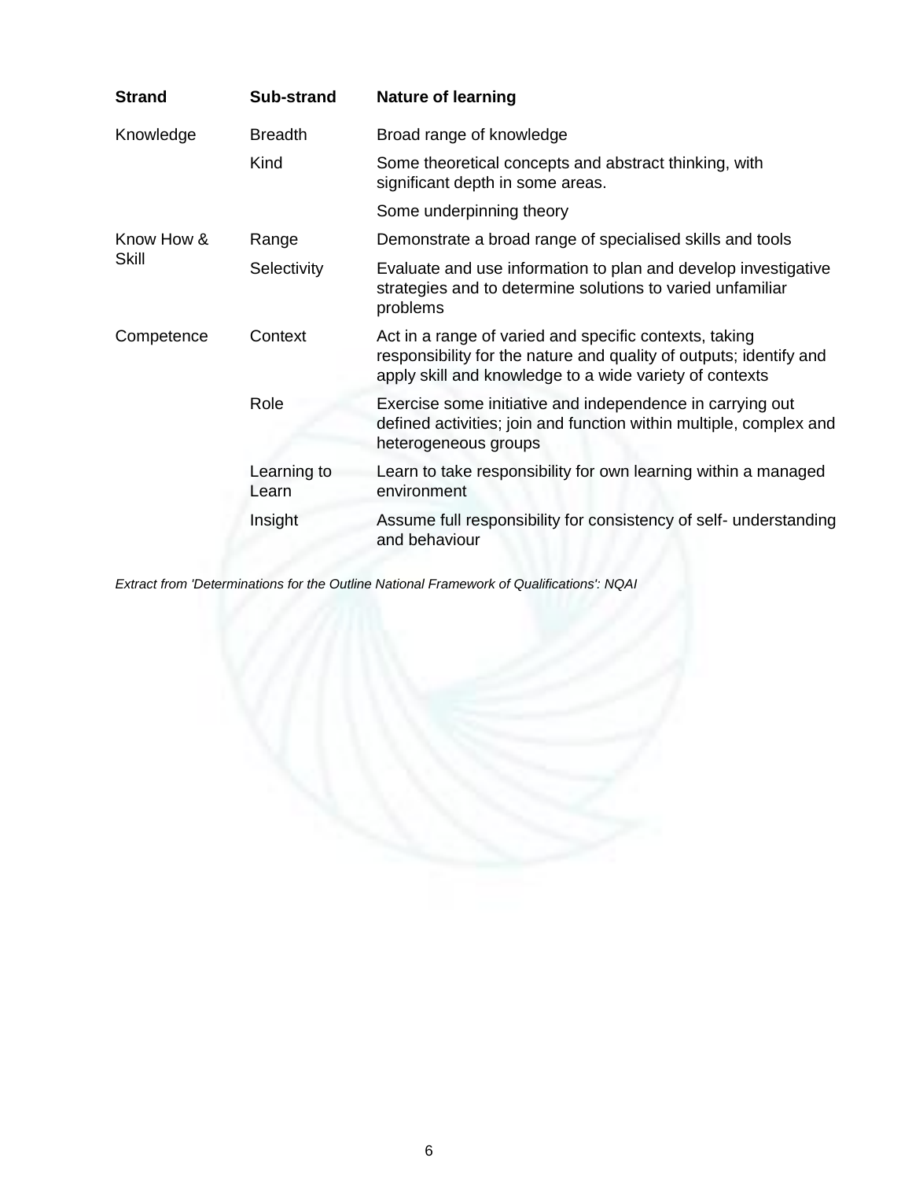| Strand | Sub-strand | Nature of learning |
|---|---|---|
| Knowledge | Breadth | Broad range of knowledge |
| | Kind | Some theoretical concepts and abstract thinking, with significant depth in some areas. |
| | | Some underpinning theory |
| Know How & Skill | Range | Demonstrate a broad range of specialised skills and tools |
| | Selectivity | Evaluate and use information to plan and develop investigative strategies and to determine solutions to varied unfamiliar problems |
| Competence | Context | Act in a range of varied and specific contexts, taking responsibility for the nature and quality of outputs; identify and apply skill and knowledge to a wide variety of contexts |
| | Role | Exercise some initiative and independence in carrying out defined activities; join and function within multiple, complex and heterogeneous groups |
| | Learning to Learn | Learn to take responsibility for own learning within a managed environment |
| | Insight | Assume full responsibility for consistency of self- understanding and behaviour |

*Extract from 'Determinations for the Outline National Framework of Qualifications': NQAI*